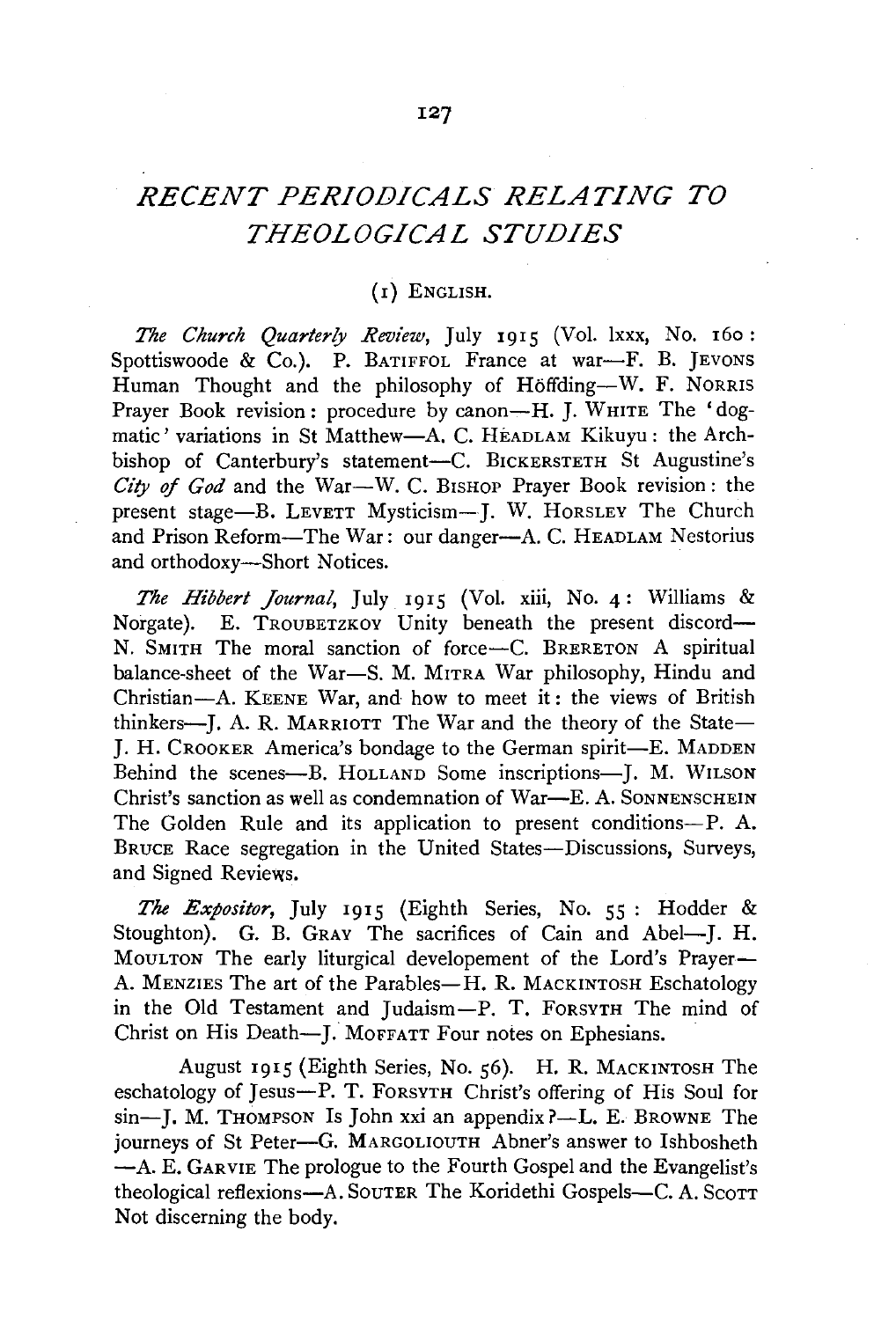# *RECENT PERIODICALS RELATING TO THEOLOGICAL STUDIES*

## (1) ENGLISH.

*The Church Quarterly Review*, July 1915 (Vol. lxxx, No. 160: Spottiswoode & Co.). P. BATIFFOL France at war—F. B. JEVONS Human Thought and the philosophy of Höffding—W. F. NORRIS Prayer Book revision: procedure by canon—H. J. WHITE The 'dogmatic' variations in St Matthew—A. C. HEADLAM Kikuyu: the Archbishop of Canterbury's statement—C. BICKERSTETH St Augustine's *City of God* and the War—W. C. BISHOP Prayer Book revision: the present stage—B. LEVETT Mysticism—J. W. HORSLEY The Church and Prison Reform—The War: our danger—A. C. HEADLAM Nestorius and orthodoxy—Short Notices.

*The Hibbert Journal*, July 1915 (Vol. xiii, No. 4: Williams & Norgate). E. TROUBETZKOY Unity beneath the present discord—N. SMITH The moral sanction of force—C. BRERETON A spiritual balance-sheet of the War—S. M. MITRA War philosophy, Hindu and Christian—A. KEENE War, and how to meet it: the views of British thinkers—J. A. R. MARRIOTT The War and the theory of the State—J. H. CROOKER America's bondage to the German spirit—E. MADDEN Behind the scenes—B. HOLLAND Some inscriptions—J. M. WILSON Christ's sanction as well as condemnation of War—E. A. SONNENSCHEIN The Golden Rule and its application to present conditions—P. A. BRUCE Race segregation in the United States—Discussions, Surveys, and Signed Reviews.

*The Expositor*, July 1915 (Eighth Series, No. 55: Hodder & Stoughton). G. B. GRAY The sacrifices of Cain and Abel—J. H. MOULTON The early liturgical developement of the Lord's Prayer—A. MENZIES The art of the Parables—H. R. MACKINTOSH Eschatology in the Old Testament and Judaism—P. T. FORSYTH The mind of Christ on His Death—J. MOFFATT Four notes on Ephesians.

August 1915 (Eighth Series, No. 56). H. R. MACKINTOSH The eschatology of Jesus—P. T. FORSYTH Christ's offering of His Soul for sin—J. M. THOMPSON Is John xxi an appendix?—L. E. BROWNE The journeys of St Peter—G. MARGOLIOUTH Abner's answer to Ishbosheth—A. E. GARVIE The prologue to the Fourth Gospel and the Evangelist's theological reflexions—A. SOUTER The Koridethi Gospels—C. A. SCOTT Not discerning the body.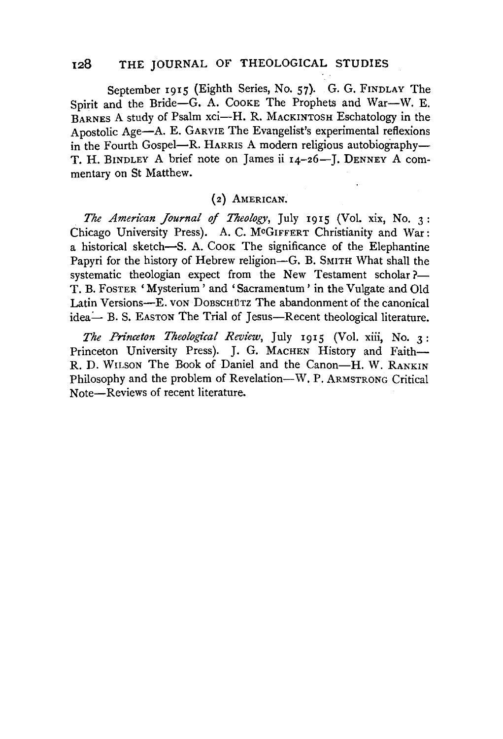September 1915 (Eighth Series, No. 57). G. G. FINDLAY The Spirit and the Bride—G. A. COOKE The Prophets and War—W. E. BARNES A study of Psalm xci—H. R. MACKINTOSH Eschatology in the Apostolic Age—A. E. GARVIE The Evangelist's experimental reflexions in the Fourth Gospel—R. HARRIS A modern religious autobiography—T. H. BINDLEY A brief note on James ii 14–26—J. DENNEY A commentary on St Matthew.

## (2) AMERICAN.

*The American Journal of Theology*, July 1915 (Vol. xix, No. 3: Chicago University Press). A. C. McGIFFERT Christianity and War: a historical sketch—S. A. COOK The significance of the Elephantine Papyri for the history of Hebrew religion—G. B. SMITH What shall the systematic theologian expect from the New Testament scholar?—T. B. FOSTER 'Mysterium' and 'Sacramentum' in the Vulgate and Old Latin Versions—E. VON DOBSCHÜTZ The abandonment of the canonical idea— B. S. EASTON The Trial of Jesus—Recent theological literature.

*The Princeton Theological Review*, July 1915 (Vol. xiii, No. 3: Princeton University Press). J. G. MACHEN History and Faith—R. D. WILSON The Book of Daniel and the Canon—H. W. RANKIN Philosophy and the problem of Revelation—W. P. ARMSTRONG Critical Note—Reviews of recent literature.